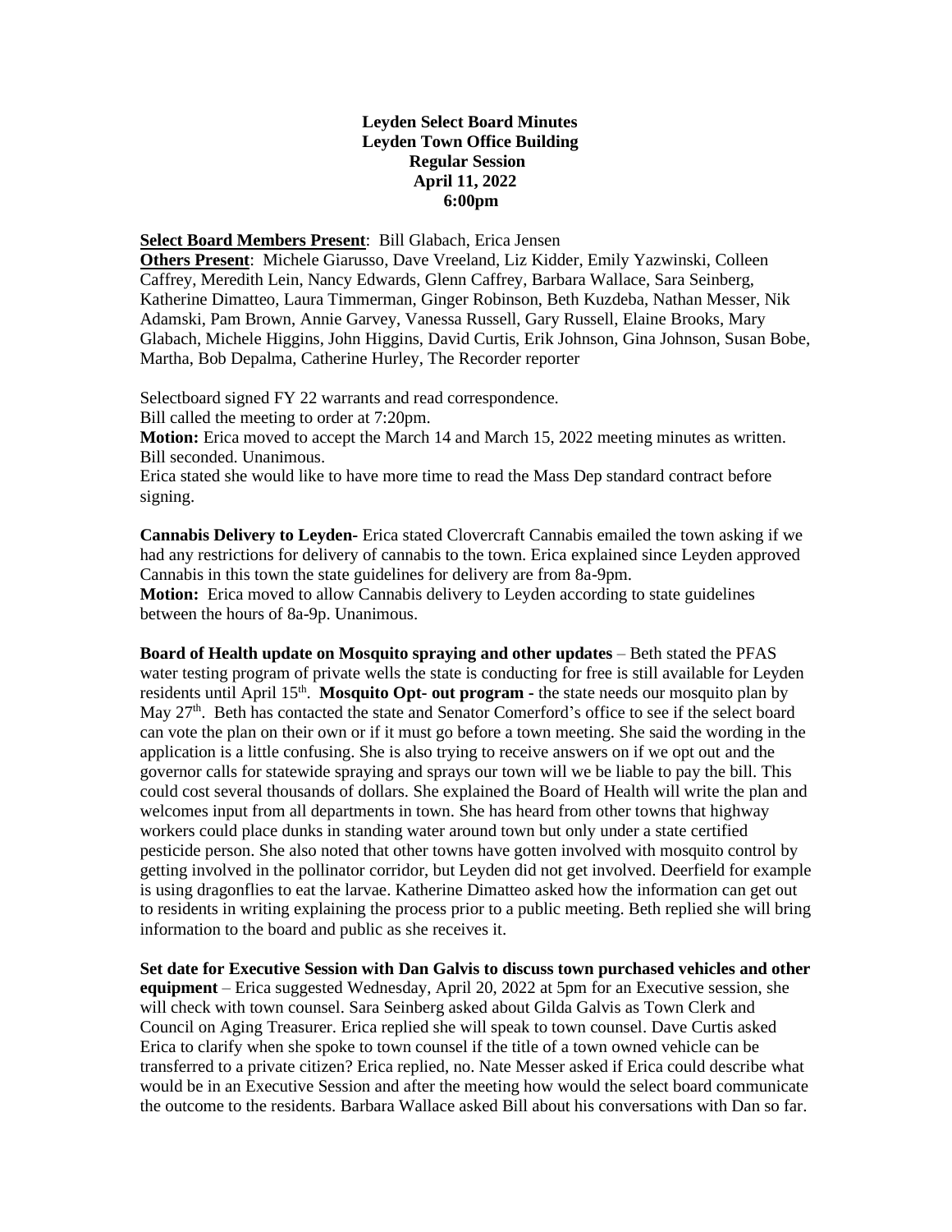**Leyden Select Board Minutes**
**Leyden Town Office Building**
**Regular Session**
**April 11, 2022**
**6:00pm**

**Select Board Members Present**: Bill Glabach, Erica Jensen
**Others Present**: Michele Giarusso, Dave Vreeland, Liz Kidder, Emily Yazwinski, Colleen Caffrey, Meredith Lein, Nancy Edwards, Glenn Caffrey, Barbara Wallace, Sara Seinberg, Katherine Dimatteo, Laura Timmerman, Ginger Robinson, Beth Kuzdeba, Nathan Messer, Nik Adamski, Pam Brown, Annie Garvey, Vanessa Russell, Gary Russell, Elaine Brooks, Mary Glabach, Michele Higgins, John Higgins, David Curtis, Erik Johnson, Gina Johnson, Susan Bobe, Martha, Bob Depalma, Catherine Hurley, The Recorder reporter

Selectboard signed FY 22 warrants and read correspondence.
Bill called the meeting to order at 7:20pm.
**Motion:** Erica moved to accept the March 14 and March 15, 2022 meeting minutes as written. Bill seconded. Unanimous.
Erica stated she would like to have more time to read the Mass Dep standard contract before signing.

**Cannabis Delivery to Leyden-** Erica stated Clovercraft Cannabis emailed the town asking if we had any restrictions for delivery of cannabis to the town. Erica explained since Leyden approved Cannabis in this town the state guidelines for delivery are from 8a-9pm.
**Motion:** Erica moved to allow Cannabis delivery to Leyden according to state guidelines between the hours of 8a-9p. Unanimous.

**Board of Health update on Mosquito spraying and other updates** – Beth stated the PFAS water testing program of private wells the state is conducting for free is still available for Leyden residents until April 15th. **Mosquito Opt- out program -** the state needs our mosquito plan by May 27th. Beth has contacted the state and Senator Comerford's office to see if the select board can vote the plan on their own or if it must go before a town meeting. She said the wording in the application is a little confusing. She is also trying to receive answers on if we opt out and the governor calls for statewide spraying and sprays our town will we be liable to pay the bill. This could cost several thousands of dollars. She explained the Board of Health will write the plan and welcomes input from all departments in town. She has heard from other towns that highway workers could place dunks in standing water around town but only under a state certified pesticide person. She also noted that other towns have gotten involved with mosquito control by getting involved in the pollinator corridor, but Leyden did not get involved. Deerfield for example is using dragonflies to eat the larvae. Katherine Dimatteo asked how the information can get out to residents in writing explaining the process prior to a public meeting. Beth replied she will bring information to the board and public as she receives it.

**Set date for Executive Session with Dan Galvis to discuss town purchased vehicles and other equipment** – Erica suggested Wednesday, April 20, 2022 at 5pm for an Executive session, she will check with town counsel. Sara Seinberg asked about Gilda Galvis as Town Clerk and Council on Aging Treasurer. Erica replied she will speak to town counsel. Dave Curtis asked Erica to clarify when she spoke to town counsel if the title of a town owned vehicle can be transferred to a private citizen? Erica replied, no. Nate Messer asked if Erica could describe what would be in an Executive Session and after the meeting how would the select board communicate the outcome to the residents. Barbara Wallace asked Bill about his conversations with Dan so far.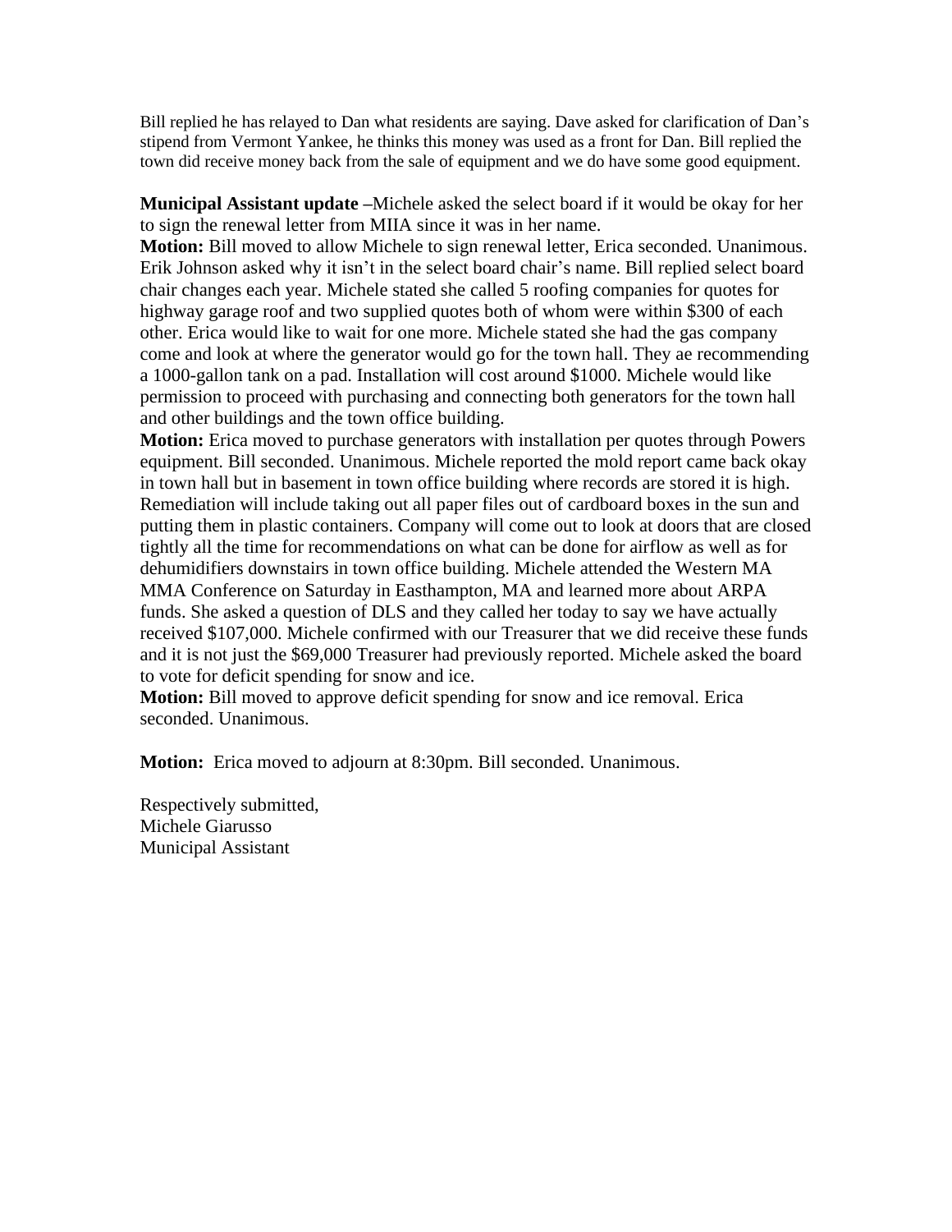Bill replied he has relayed to Dan what residents are saying. Dave asked for clarification of Dan's stipend from Vermont Yankee, he thinks this money was used as a front for Dan. Bill replied the town did receive money back from the sale of equipment and we do have some good equipment.

**Municipal Assistant update** –Michele asked the select board if it would be okay for her to sign the renewal letter from MIIA since it was in her name.

**Motion:** Bill moved to allow Michele to sign renewal letter, Erica seconded. Unanimous. Erik Johnson asked why it isn't in the select board chair's name. Bill replied select board chair changes each year. Michele stated she called 5 roofing companies for quotes for highway garage roof and two supplied quotes both of whom were within $300 of each other. Erica would like to wait for one more. Michele stated she had the gas company come and look at where the generator would go for the town hall. They ae recommending a 1000-gallon tank on a pad. Installation will cost around $1000. Michele would like permission to proceed with purchasing and connecting both generators for the town hall and other buildings and the town office building.

**Motion:** Erica moved to purchase generators with installation per quotes through Powers equipment. Bill seconded. Unanimous. Michele reported the mold report came back okay in town hall but in basement in town office building where records are stored it is high. Remediation will include taking out all paper files out of cardboard boxes in the sun and putting them in plastic containers. Company will come out to look at doors that are closed tightly all the time for recommendations on what can be done for airflow as well as for dehumidifiers downstairs in town office building. Michele attended the Western MA MMA Conference on Saturday in Easthampton, MA and learned more about ARPA funds. She asked a question of DLS and they called her today to say we have actually received $107,000. Michele confirmed with our Treasurer that we did receive these funds and it is not just the $69,000 Treasurer had previously reported. Michele asked the board to vote for deficit spending for snow and ice.

**Motion:** Bill moved to approve deficit spending for snow and ice removal. Erica seconded. Unanimous.

**Motion:** Erica moved to adjourn at 8:30pm. Bill seconded. Unanimous.

Respectively submitted,
Michele Giarusso
Municipal Assistant